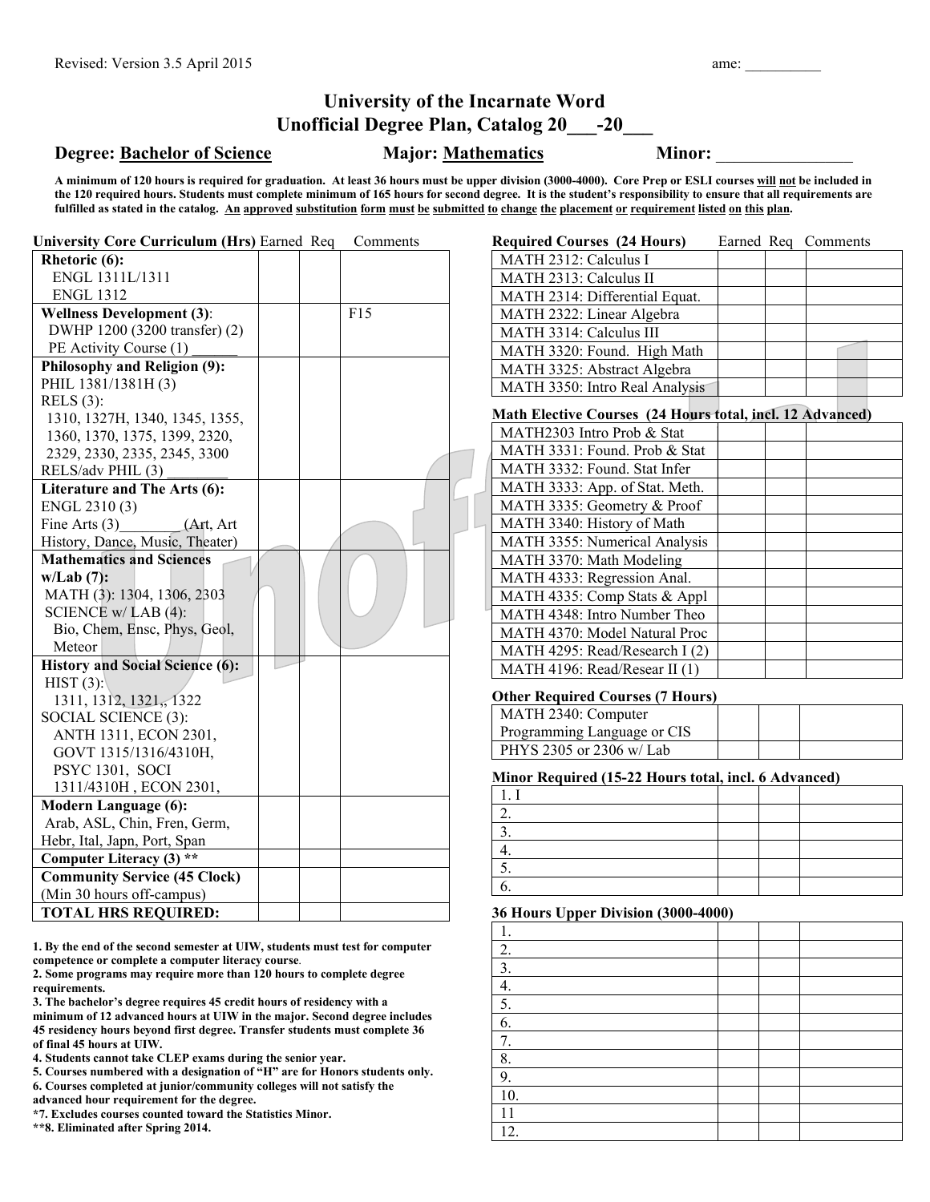Revised: Version 3.5 April 2015 ame: __________

# University of the Incarnate Word
## Unofficial Degree Plan, Catalog 20___-20___

**Degree: Bachelor of Science** **Major: Mathematics** **Minor:** _______________

**A minimum of 120 hours is required for graduation. At least 36 hours must be upper division (3000-4000). Core Prep or ESLI courses will not be included in the 120 required hours. Students must complete minimum of 165 hours for second degree. It is the student's responsibility to ensure that all requirements are fulfilled as stated in the catalog. An approved substitution form must be submitted to change the placement or requirement listed on this plan.**

| University Core Curriculum (Hrs) | Earned | Req | Comments |
|---|---|---|---|
| **Rhetoric (6):** ENGL 1311L/1311 ENGL 1312 | | | |
| **Wellness Development (3):** DWHP 1200 (3200 transfer) (2) PE Activity Course (1) ______ | | | F15 |
| **Philosophy and Religion (9):** PHIL 1381/1381H (3) RELS (3): 1310, 1327H, 1340, 1345, 1355, 1360, 1370, 1375, 1399, 2320, 2329, 2330, 2335, 2345, 3300 RELS/adv PHIL (3) ________ | | | |
| **Literature and The Arts (6):** ENGL 2310 (3) Fine Arts (3)________(Art, Art History, Dance, Music, Theater) | | | |
| **Mathematics and Sciences w/Lab (7):** MATH (3): 1304, 1306, 2303 SCIENCE w/ LAB (4): Bio, Chem, Ensc, Phys, Geol, Meteor | | | |
| **History and Social Science (6):** HIST (3): 1311, 1312, 1321,, 1322 SOCIAL SCIENCE (3): ANTH 1311, ECON 2301, GOVT 1315/1316/4310H, PSYC 1301, SOCI 1311/4310H , ECON 2301, | | | |
| **Modern Language (6):** Arab, ASL, Chin, Fren, Germ, Hebr, Ital, Japn, Port, Span | | | |
| **Computer Literacy (3) \*\*** | | | |
| **Community Service (45 Clock)** (Min 30 hours off-campus) | | | |
| **TOTAL HRS REQUIRED:** | | | |

**1. By the end of the second semester at UIW, students must test for computer competence or complete a computer literacy course.**
**2. Some programs may require more than 120 hours to complete degree requirements.**
**3. The bachelor's degree requires 45 credit hours of residency with a minimum of 12 advanced hours at UIW in the major. Second degree includes 45 residency hours beyond first degree. Transfer students must complete 36 of final 45 hours at UIW.**
**4. Students cannot take CLEP exams during the senior year.**
**5. Courses numbered with a designation of "H" are for Honors students only.**
**6. Courses completed at junior/community colleges will not satisfy the advanced hour requirement for the degree.**
**\*7. Excludes courses counted toward the Statistics Minor.**
**\*\*8. Eliminated after Spring 2014.**

| Required Courses (24 Hours) | Earned | Req | Comments |
|---|---|---|---|
| MATH 2312: Calculus I | | | |
| MATH 2313: Calculus II | | | |
| MATH 2314: Differential Equat. | | | |
| MATH 2322: Linear Algebra | | | |
| MATH 3314: Calculus III | | | |
| MATH 3320: Found. High Math | | | |
| MATH 3325: Abstract Algebra | | | |
| MATH 3350: Intro Real Analysis | | | |

| Math Elective Courses (24 Hours total, incl. 12 Advanced) | Earned | Req | Comments |
|---|---|---|---|
| MATH2303 Intro Prob & Stat | | | |
| MATH 3331: Found. Prob & Stat | | | |
| MATH 3332: Found. Stat Infer | | | |
| MATH 3333: App. of Stat. Meth. | | | |
| MATH 3335: Geometry & Proof | | | |
| MATH 3340: History of Math | | | |
| MATH 3355: Numerical Analysis | | | |
| MATH 3370: Math Modeling | | | |
| MATH 4333: Regression Anal. | | | |
| MATH 4335: Comp Stats & Appl | | | |
| MATH 4348: Intro Number Theo | | | |
| MATH 4370: Model Natural Proc | | | |
| MATH 4295: Read/Research I (2) | | | |
| MATH 4196: Read/Resear II (1) | | | |

| Other Required Courses (7 Hours) | Earned | Req | Comments |
|---|---|---|---|
| MATH 2340: Computer Programming Language or CIS | | | |
| PHYS 2305 or 2306 w/ Lab | | | |

| Minor Required (15-22 Hours total, incl. 6 Advanced) | Earned | Req | Comments |
|---|---|---|---|
| 1. I | | | |
| 2. | | | |
| 3. | | | |
| 4. | | | |
| 5. | | | |
| 6. | | | |

| 36 Hours Upper Division (3000-4000) | Earned | Req | Comments |
|---|---|---|---|
| 1. | | | |
| 2. | | | |
| 3. | | | |
| 4. | | | |
| 5. | | | |
| 6. | | | |
| 7. | | | |
| 8. | | | |
| 9. | | | |
| 10. | | | |
| 11 | | | |
| 12. | | | |